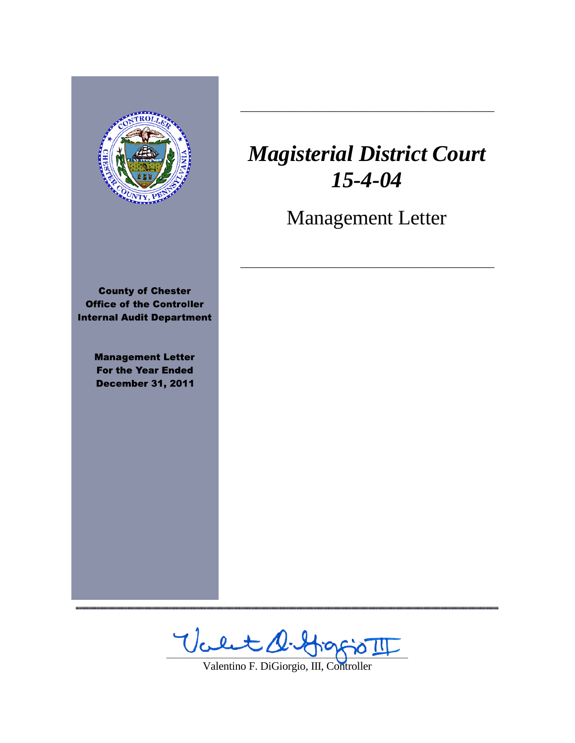# *Magisterial District Court 15-4-04*

## Management Letter

**County of Chester**
**Office of the Controller**
**Internal Audit Department**

**Management Letter**
**For the Year Ended**
**December 31, 2011**

Valentino F. DiGiorgio, III, Controller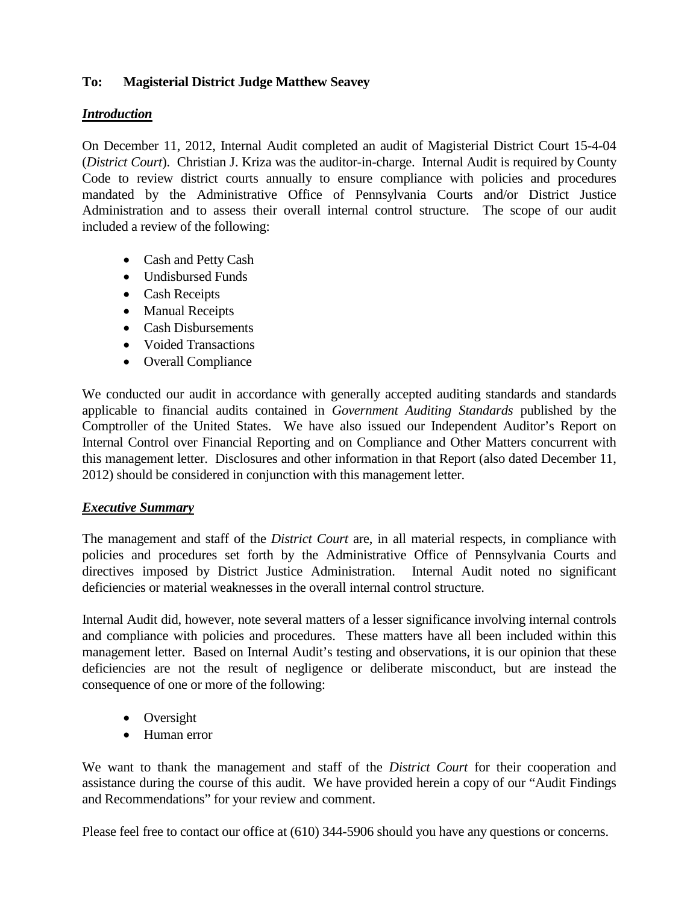**To: Magisterial District Judge Matthew Seavey**

***Introduction***

On December 11, 2012, Internal Audit completed an audit of Magisterial District Court 15-4-04 (*District Court*). Christian J. Kriza was the auditor-in-charge. Internal Audit is required by County Code to review district courts annually to ensure compliance with policies and procedures mandated by the Administrative Office of Pennsylvania Courts and/or District Justice Administration and to assess their overall internal control structure. The scope of our audit included a review of the following:

- Cash and Petty Cash
- Undisbursed Funds
- Cash Receipts
- Manual Receipts
- Cash Disbursements
- Voided Transactions
- Overall Compliance

We conducted our audit in accordance with generally accepted auditing standards and standards applicable to financial audits contained in *Government Auditing Standards* published by the Comptroller of the United States. We have also issued our Independent Auditor's Report on Internal Control over Financial Reporting and on Compliance and Other Matters concurrent with this management letter. Disclosures and other information in that Report (also dated December 11, 2012) should be considered in conjunction with this management letter.

***Executive Summary***

The management and staff of the *District Court* are, in all material respects, in compliance with policies and procedures set forth by the Administrative Office of Pennsylvania Courts and directives imposed by District Justice Administration. Internal Audit noted no significant deficiencies or material weaknesses in the overall internal control structure.

Internal Audit did, however, note several matters of a lesser significance involving internal controls and compliance with policies and procedures. These matters have all been included within this management letter. Based on Internal Audit's testing and observations, it is our opinion that these deficiencies are not the result of negligence or deliberate misconduct, but are instead the consequence of one or more of the following:

- Oversight
- Human error

We want to thank the management and staff of the *District Court* for their cooperation and assistance during the course of this audit. We have provided herein a copy of our "Audit Findings and Recommendations" for your review and comment.

Please feel free to contact our office at (610) 344-5906 should you have any questions or concerns.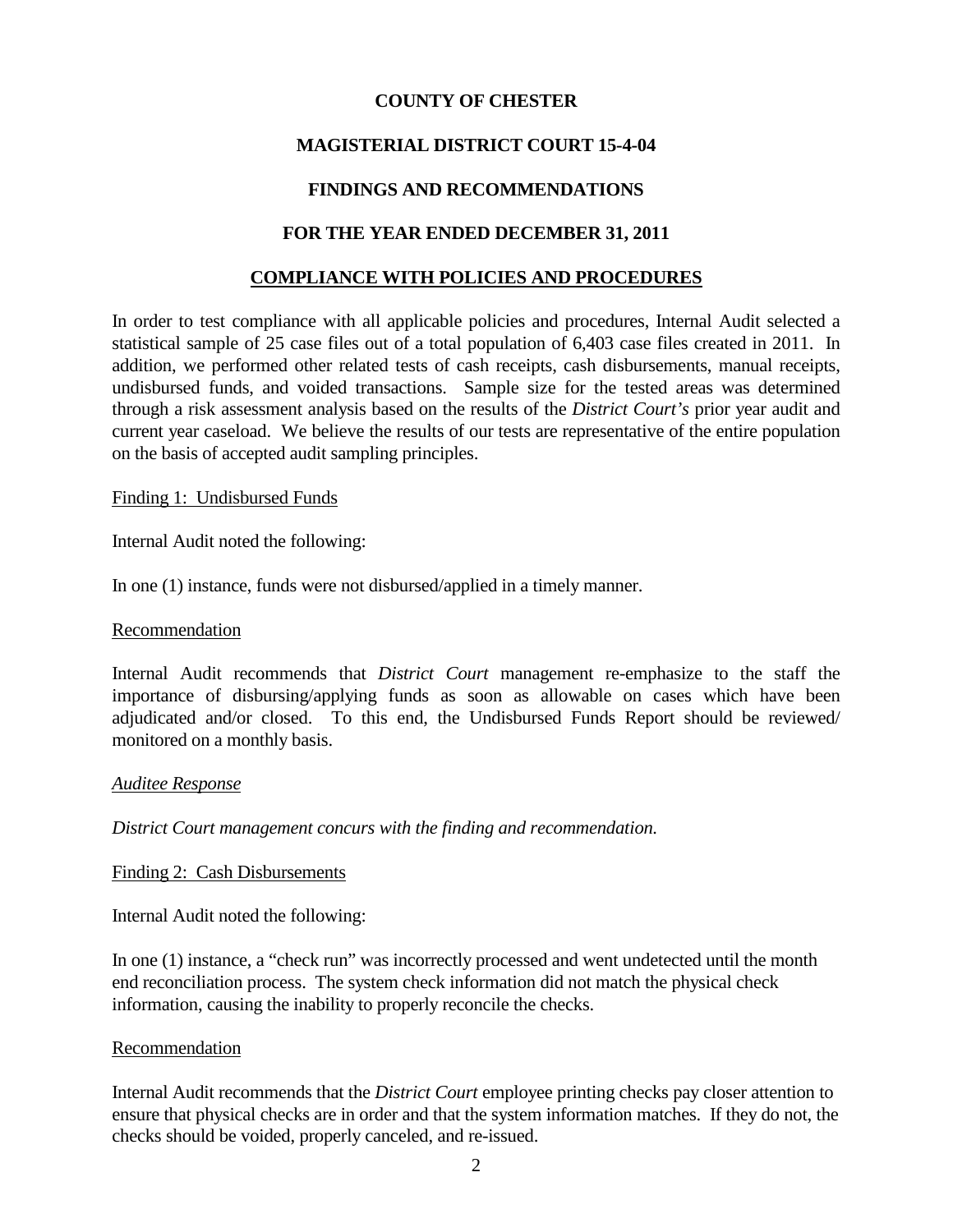**COUNTY OF CHESTER**

**MAGISTERIAL DISTRICT COURT 15-4-04**

**FINDINGS AND RECOMMENDATIONS**

**FOR THE YEAR ENDED DECEMBER 31, 2011**

## COMPLIANCE WITH POLICIES AND PROCEDURES

In order to test compliance with all applicable policies and procedures, Internal Audit selected a statistical sample of 25 case files out of a total population of 6,403 case files created in 2011. In addition, we performed other related tests of cash receipts, cash disbursements, manual receipts, undisbursed funds, and voided transactions. Sample size for the tested areas was determined through a risk assessment analysis based on the results of the *District Court's* prior year audit and current year caseload. We believe the results of our tests are representative of the entire population on the basis of accepted audit sampling principles.

Finding 1: Undisbursed Funds

Internal Audit noted the following:

In one (1) instance, funds were not disbursed/applied in a timely manner.

Recommendation

Internal Audit recommends that *District Court* management re-emphasize to the staff the importance of disbursing/applying funds as soon as allowable on cases which have been adjudicated and/or closed. To this end, the Undisbursed Funds Report should be reviewed/ monitored on a monthly basis.

*Auditee Response*

*District Court management concurs with the finding and recommendation.*

Finding 2: Cash Disbursements

Internal Audit noted the following:

In one (1) instance, a "check run" was incorrectly processed and went undetected until the month end reconciliation process. The system check information did not match the physical check information, causing the inability to properly reconcile the checks.

Recommendation

Internal Audit recommends that the *District Court* employee printing checks pay closer attention to ensure that physical checks are in order and that the system information matches. If they do not, the checks should be voided, properly canceled, and re-issued.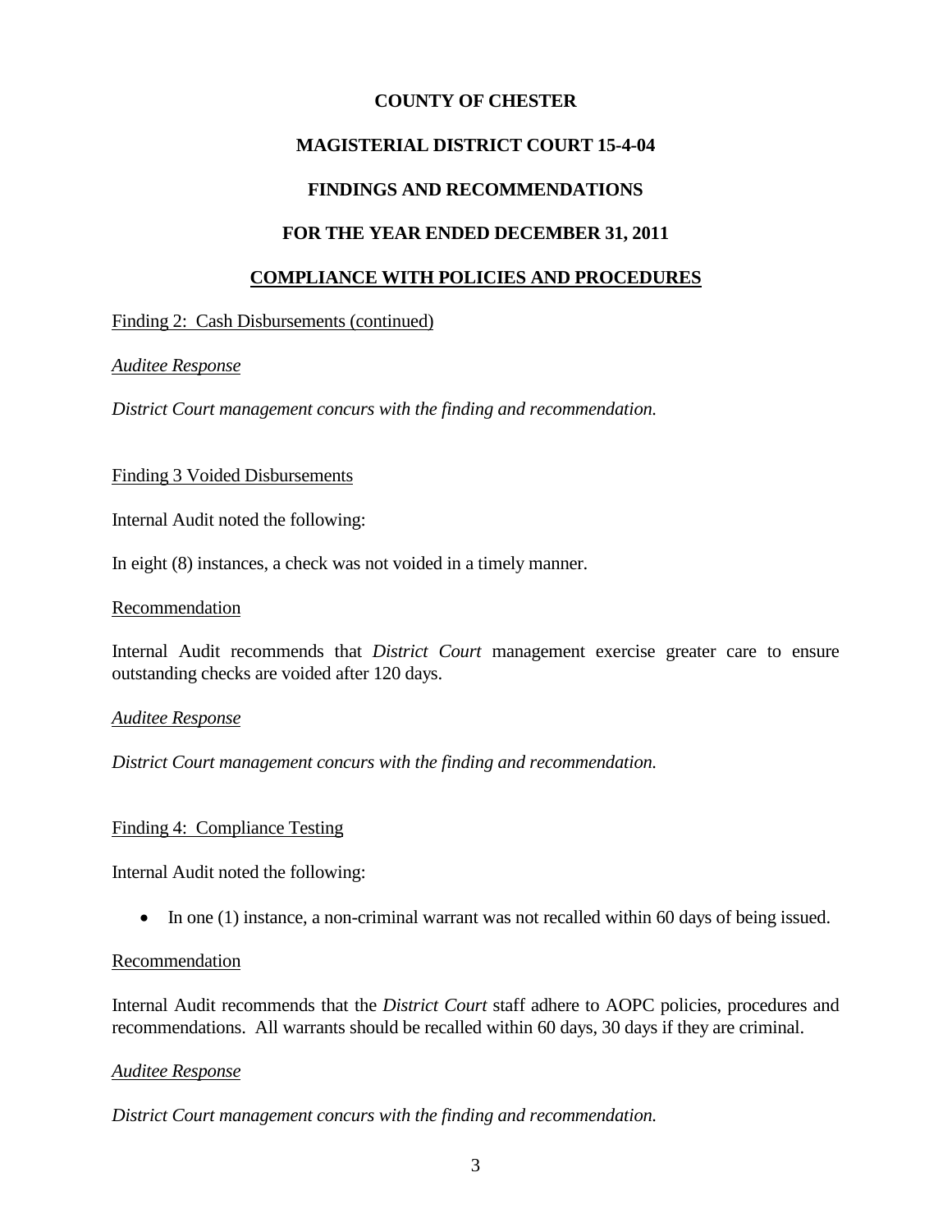**COUNTY OF CHESTER**

**MAGISTERIAL DISTRICT COURT 15-4-04**

**FINDINGS AND RECOMMENDATIONS**

**FOR THE YEAR ENDED DECEMBER 31, 2011**

**COMPLIANCE WITH POLICIES AND PROCEDURES**

Finding 2: Cash Disbursements (continued)

*Auditee Response*

*District Court management concurs with the finding and recommendation.*

Finding 3 Voided Disbursements

Internal Audit noted the following:

In eight (8) instances, a check was not voided in a timely manner.

Recommendation

Internal Audit recommends that *District Court* management exercise greater care to ensure outstanding checks are voided after 120 days.

*Auditee Response*

*District Court management concurs with the finding and recommendation.*

Finding 4: Compliance Testing

Internal Audit noted the following:

- In one (1) instance, a non-criminal warrant was not recalled within 60 days of being issued.

Recommendation

Internal Audit recommends that the *District Court* staff adhere to AOPC policies, procedures and recommendations. All warrants should be recalled within 60 days, 30 days if they are criminal.

*Auditee Response*

*District Court management concurs with the finding and recommendation.*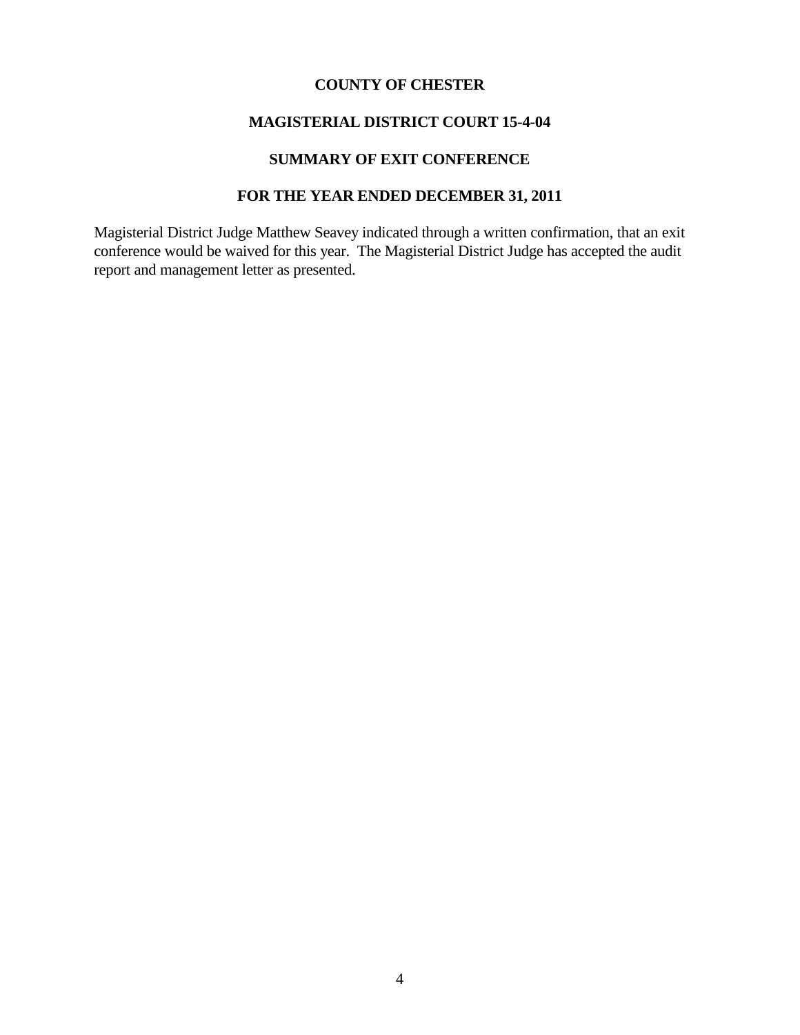**COUNTY OF CHESTER**

**MAGISTERIAL DISTRICT COURT 15-4-04**

**SUMMARY OF EXIT CONFERENCE**

**FOR THE YEAR ENDED DECEMBER 31, 2011**

Magisterial District Judge Matthew Seavey indicated through a written confirmation, that an exit conference would be waived for this year. The Magisterial District Judge has accepted the audit report and management letter as presented.